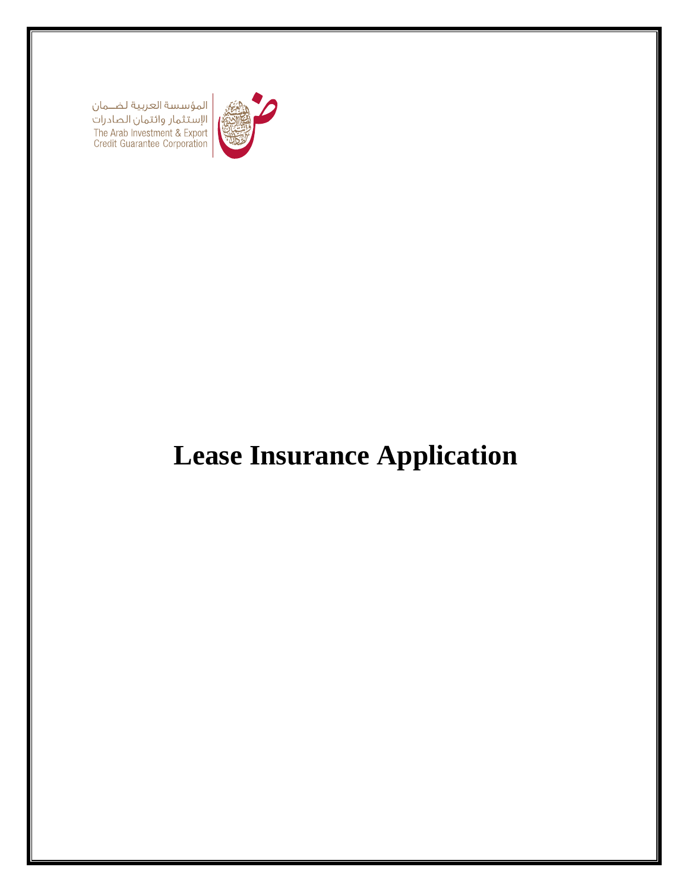المؤسسة العربية لضمان الإستثمار وائتمان الصادرات
The Arab Investment & Export Credit Guarantee Corporation

# Lease Insurance Application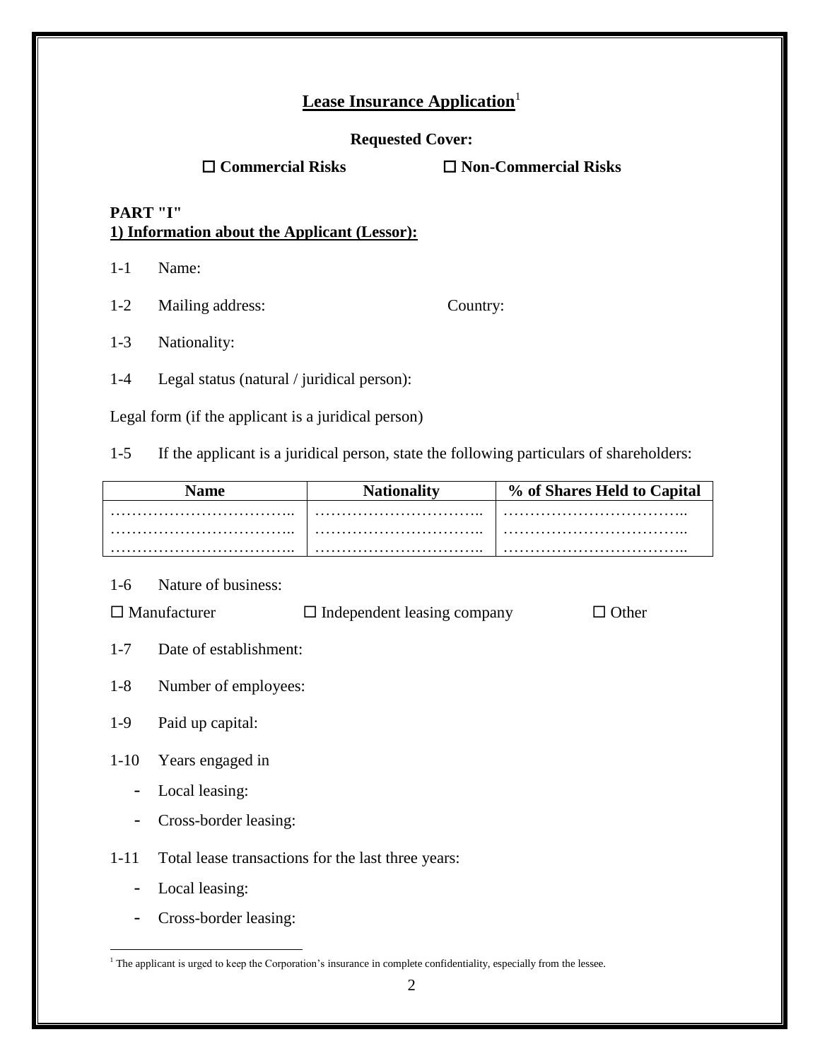# **Lease Insurance Application**[1]

**Requested Cover:**

☐ **Commercial Risks** ☐ **Non-Commercial Risks**

**PART "I"**

**1) Information about the Applicant (Lessor):**

1-1 Name:

1-2 Mailing address: Country:

1-3 Nationality:

1-4 Legal status (natural / juridical person):

Legal form (if the applicant is a juridical person)

1-5 If the applicant is a juridical person, state the following particulars of shareholders:

| Name | Nationality | % of Shares Held to Capital |
|---|---|---|
| …………………………….. | ………………………….. | …………………………….. |
| …………………………….. | ………………………….. | …………………………….. |
| …………………………….. | ………………………….. | …………………………….. |

1-6 Nature of business:

☐ Manufacturer ☐ Independent leasing company ☐ Other

1-7 Date of establishment:

1-8 Number of employees:

1-9 Paid up capital:

1-10 Years engaged in

- Local leasing:
- Cross-border leasing:

1-11 Total lease transactions for the last three years:

- Local leasing:
- Cross-border leasing:

[1] The applicant is urged to keep the Corporation's insurance in complete confidentiality, especially from the lessee.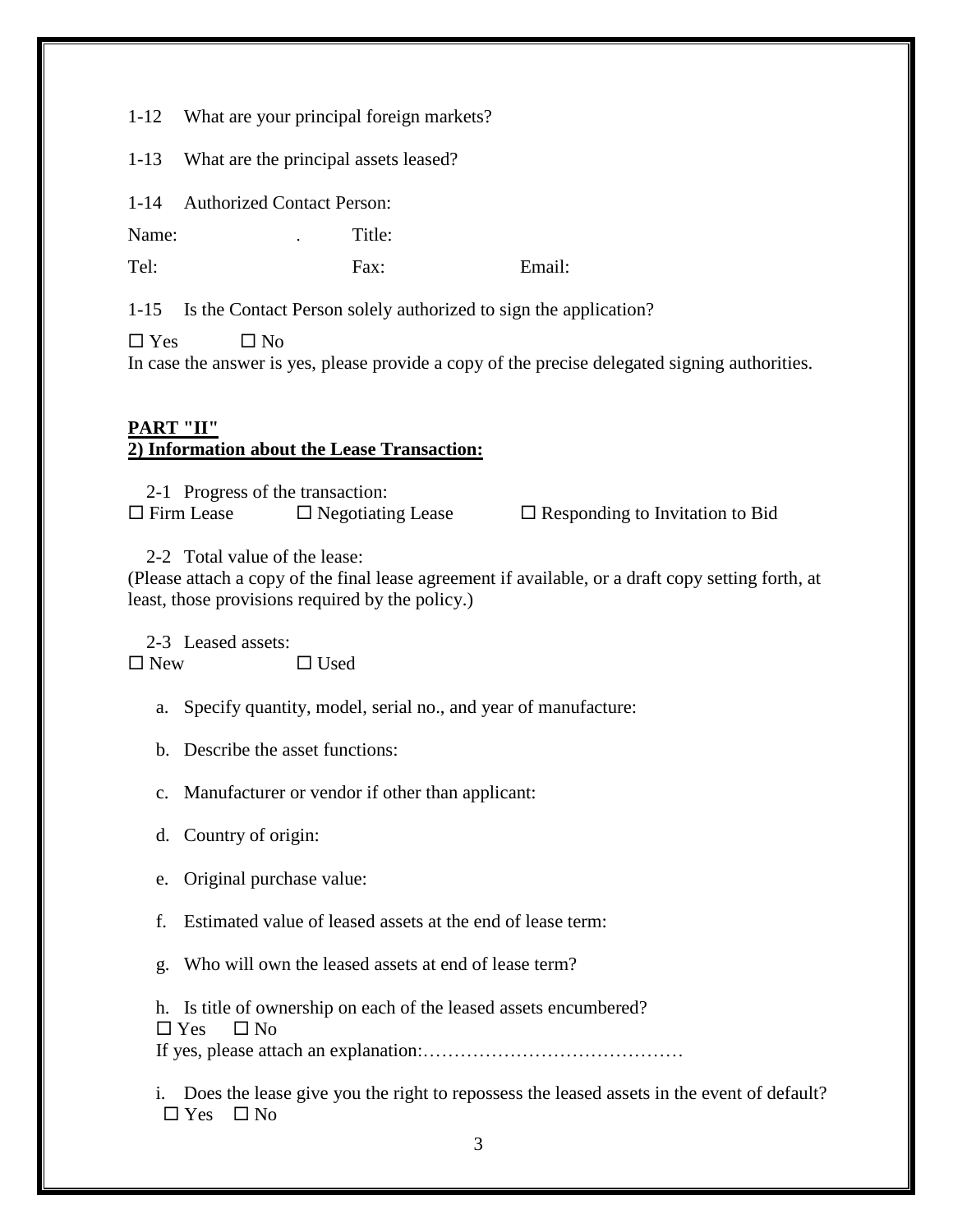1-12 What are your principal foreign markets?

1-13 What are the principal assets leased?

1-14 Authorized Contact Person:

Name: . Title:

Tel: Fax: Email:

1-15 Is the Contact Person solely authorized to sign the application?

☐ Yes ☐ No

In case the answer is yes, please provide a copy of the precise delegated signing authorities.

**PART "II"**

**2) Information about the Lease Transaction:**

2-1 Progress of the transaction:

☐ Firm Lease ☐ Negotiating Lease ☐ Responding to Invitation to Bid

2-2 Total value of the lease:

(Please attach a copy of the final lease agreement if available, or a draft copy setting forth, at least, those provisions required by the policy.)

2-3 Leased assets:

☐ New ☐ Used

a. Specify quantity, model, serial no., and year of manufacture:

b. Describe the asset functions:

c. Manufacturer or vendor if other than applicant:

d. Country of origin:

e. Original purchase value:

f. Estimated value of leased assets at the end of lease term:

g. Who will own the leased assets at end of lease term?

h. Is title of ownership on each of the leased assets encumbered?

☐ Yes ☐ No

If yes, please attach an explanation:……………………………………

i. Does the lease give you the right to repossess the leased assets in the event of default?

☐ Yes ☐ No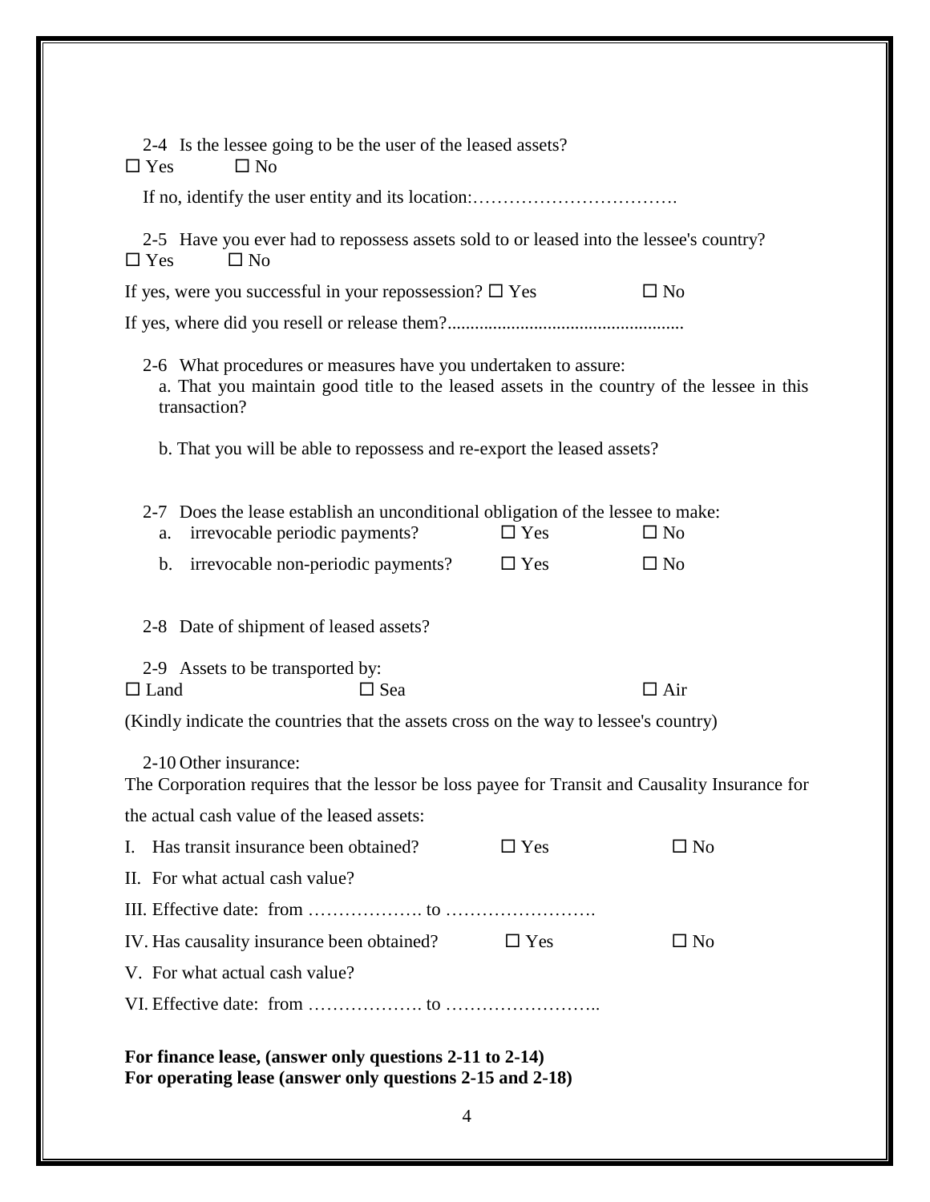2-4 Is the lessee going to be the user of the leased assets?

☐ Yes ☐ No

If no, identify the user entity and its location:…………………………….

2-5 Have you ever had to repossess assets sold to or leased into the lessee's country?

☐ Yes ☐ No

If yes, were you successful in your repossession? ☐ Yes ☐ No

If yes, where did you resell or release them?...................................................

2-6 What procedures or measures have you undertaken to assure:

a. That you maintain good title to the leased assets in the country of the lessee in this transaction?

b. That you will be able to repossess and re-export the leased assets?

2-7 Does the lease establish an unconditional obligation of the lessee to make:

a. irrevocable periodic payments? ☐ Yes ☐ No

b. irrevocable non-periodic payments? ☐ Yes ☐ No

2-8 Date of shipment of leased assets?

2-9 Assets to be transported by:

☐ Land ☐ Sea ☐ Air

(Kindly indicate the countries that the assets cross on the way to lessee's country)

2-10 Other insurance:

The Corporation requires that the lessor be loss payee for Transit and Causality Insurance for the actual cash value of the leased assets:

I. Has transit insurance been obtained? ☐ Yes ☐ No

II. For what actual cash value?

III. Effective date: from ………………. to …………………….

IV. Has causality insurance been obtained? ☐ Yes ☐ No

V. For what actual cash value?

VI. Effective date: from ………………. to ……………………..

**For finance lease, (answer only questions 2-11 to 2-14)**
**For operating lease (answer only questions 2-15 and 2-18)**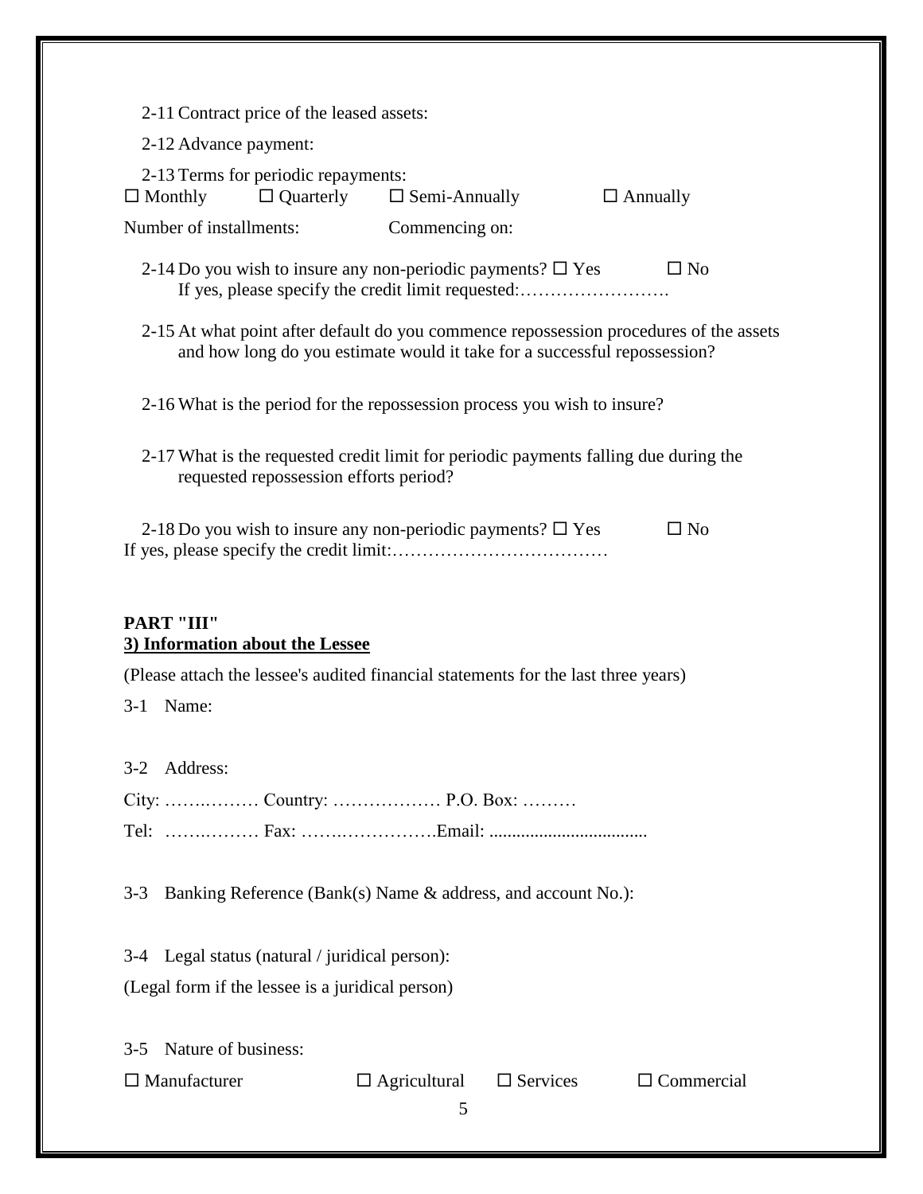2-11 Contract price of the leased assets:

2-12 Advance payment:

2-13 Terms for periodic repayments:

☐ Monthly ☐ Quarterly ☐ Semi-Annually ☐ Annually

Number of installments: Commencing on:

2-14 Do you wish to insure any non-periodic payments? ☐ Yes ☐ No
If yes, please specify the credit limit requested:…………………….

2-15 At what point after default do you commence repossession procedures of the assets and how long do you estimate would it take for a successful repossession?

2-16 What is the period for the repossession process you wish to insure?

2-17 What is the requested credit limit for periodic payments falling due during the requested repossession efforts period?

2-18 Do you wish to insure any non-periodic payments? ☐ Yes ☐ No
If yes, please specify the credit limit:………………………………

**PART "III"**

**3) Information about the Lessee**

(Please attach the lessee's audited financial statements for the last three years)

3-1 Name:

3-2 Address:

City: ……..……… Country: ……………… P.O. Box: ………

Tel: ……..……… Fax: ……..……………Email: ..................................

3-3 Banking Reference (Bank(s) Name & address, and account No.):

3-4 Legal status (natural / juridical person):

(Legal form if the lessee is a juridical person)

3-5 Nature of business:

☐ Manufacturer ☐ Agricultural ☐ Services ☐ Commercial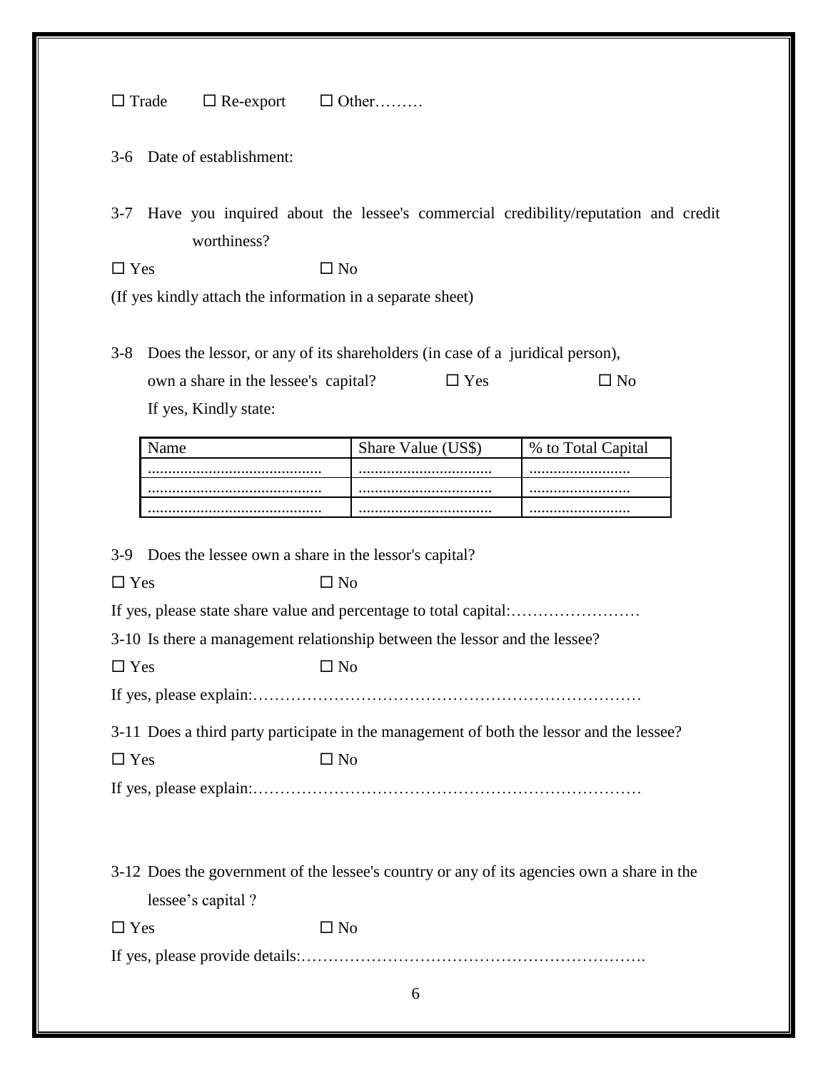☐ Trade ☐ Re-export ☐ Other………

3-6 Date of establishment:

3-7 Have you inquired about the lessee's commercial credibility/reputation and credit worthiness?

☐ Yes ☐ No

(If yes kindly attach the information in a separate sheet)

3-8 Does the lessor, or any of its shareholders (in case of a juridical person), own a share in the lessee's capital? ☐ Yes ☐ No

If yes, Kindly state:

| Name | Share Value (US$) | % to Total Capital |
|---|---|---|
| ........................................... | ................................. | ......................... |
| ........................................... | ................................. | ......................... |
| ........................................... | ................................. | ......................... |

3-9 Does the lessee own a share in the lessor's capital?

☐ Yes ☐ No

If yes, please state share value and percentage to total capital:……………………

3-10 Is there a management relationship between the lessor and the lessee?

☐ Yes ☐ No

If yes, please explain:………………………………………………………………

3-11 Does a third party participate in the management of both the lessor and the lessee?

☐ Yes ☐ No

If yes, please explain:………………………………………………………………

3-12 Does the government of the lessee's country or any of its agencies own a share in the lessee's capital ?

☐ Yes ☐ No

If yes, please provide details:……………………………………………………….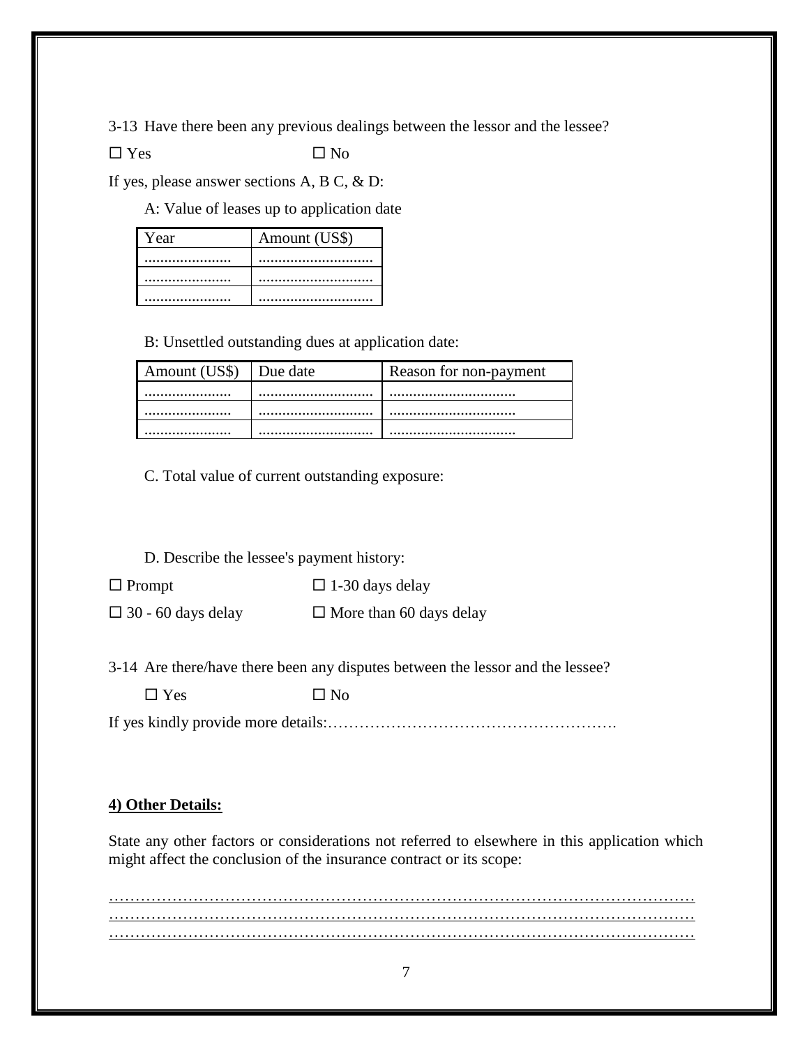3-13 Have there been any previous dealings between the lessor and the lessee?

☐ Yes ☐ No

If yes, please answer sections A, B C, & D:

A: Value of leases up to application date

| Year | Amount (US$) |
|---|---|
| ...................... | ............................ |
| ...................... | ............................ |
| ...................... | ............................ |

B: Unsettled outstanding dues at application date:

| Amount (US$) | Due date | Reason for non-payment |
|---|---|---|
| ...................... | ............................ | ................................ |
| ...................... | ............................ | ................................ |
| ...................... | ............................ | ................................ |

C. Total value of current outstanding exposure:

D. Describe the lessee's payment history:

☐ Prompt ☐ 1-30 days delay

☐ 30 - 60 days delay ☐ More than 60 days delay

3-14 Are there/have there been any disputes between the lessor and the lessee?

☐ Yes ☐ No

If yes kindly provide more details:……………………………………………….

**4) Other Details:**

State any other factors or considerations not referred to elsewhere in this application which might affect the conclusion of the insurance contract or its scope:

…………………………………………………………………………………………………
…………………………………………………………………………………………………
…………………………………………………………………………………………………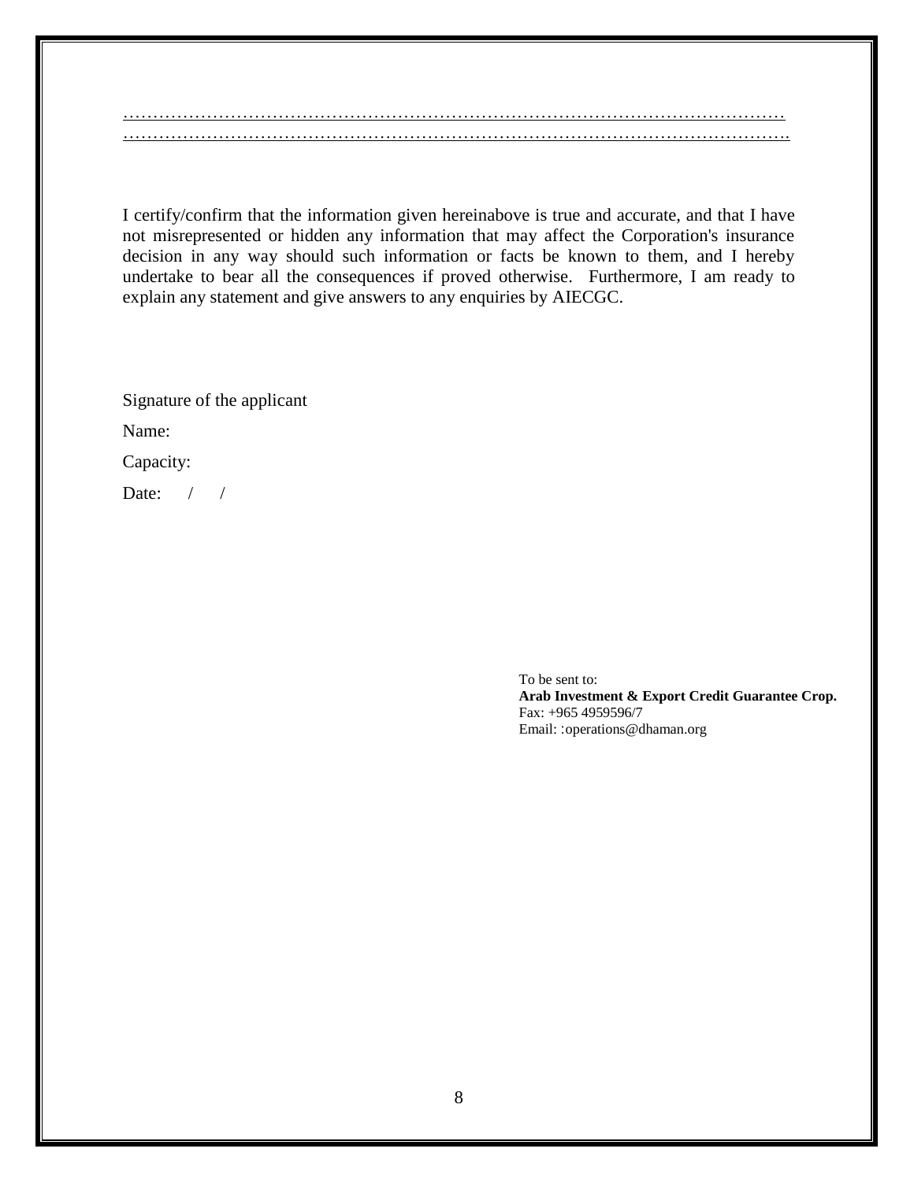………………………………………………………………………………………………………
……………………………………………………………………………………………………….

I certify/confirm that the information given hereinabove is true and accurate, and that I have not misrepresented or hidden any information that may affect the Corporation's insurance decision in any way should such information or facts be known to them, and I hereby undertake to bear all the consequences if proved otherwise. Furthermore, I am ready to explain any statement and give answers to any enquiries by AIECGC.

Signature of the applicant

Name:

Capacity:

Date: / /

To be sent to:
**Arab Investment & Export Credit Guarantee Crop.**
Fax: +965 4959596/7
Email: :operations@dhaman.org